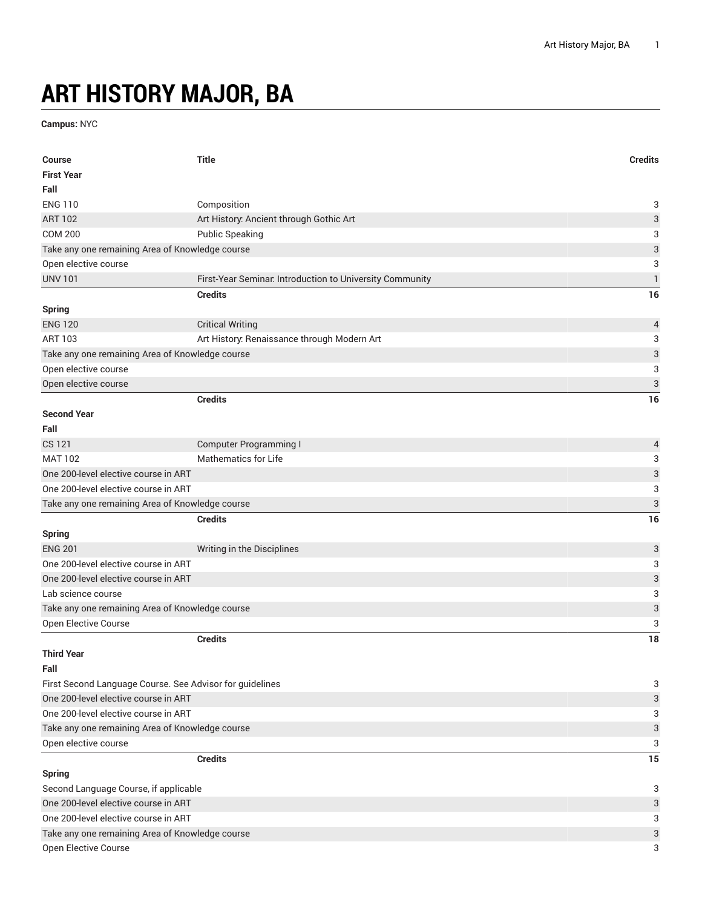# ART HISTORY MAJOR, BA

**Campus:** NYC

| Course | Title | Credits |
|---|---|---|
| **First Year** | | |
| **Fall** | | |
| ENG 110 | Composition | 3 |
| ART 102 | Art History: Ancient through Gothic Art | 3 |
| COM 200 | Public Speaking | 3 |
| Take any one remaining Area of Knowledge course | | 3 |
| Open elective course | | 3 |
| UNV 101 | First-Year Seminar: Introduction to University Community | 1 |
| | **Credits** | **16** |
| **Spring** | | |
| ENG 120 | Critical Writing | 4 |
| ART 103 | Art History: Renaissance through Modern Art | 3 |
| Take any one remaining Area of Knowledge course | | 3 |
| Open elective course | | 3 |
| Open elective course | | 3 |
| | **Credits** | **16** |
| **Second Year** | | |
| **Fall** | | |
| CS 121 | Computer Programming I | 4 |
| MAT 102 | Mathematics for Life | 3 |
| One 200-level elective course in ART | | 3 |
| One 200-level elective course in ART | | 3 |
| Take any one remaining Area of Knowledge course | | 3 |
| | **Credits** | **16** |
| **Spring** | | |
| ENG 201 | Writing in the Disciplines | 3 |
| One 200-level elective course in ART | | 3 |
| One 200-level elective course in ART | | 3 |
| Lab science course | | 3 |
| Take any one remaining Area of Knowledge course | | 3 |
| Open Elective Course | | 3 |
| | **Credits** | **18** |
| **Third Year** | | |
| **Fall** | | |
| First Second Language Course. See Advisor for guidelines | | 3 |
| One 200-level elective course in ART | | 3 |
| One 200-level elective course in ART | | 3 |
| Take any one remaining Area of Knowledge course | | 3 |
| Open elective course | | 3 |
| | **Credits** | **15** |
| **Spring** | | |
| Second Language Course, if applicable | | 3 |
| One 200-level elective course in ART | | 3 |
| One 200-level elective course in ART | | 3 |
| Take any one remaining Area of Knowledge course | | 3 |
| Open Elective Course | | 3 |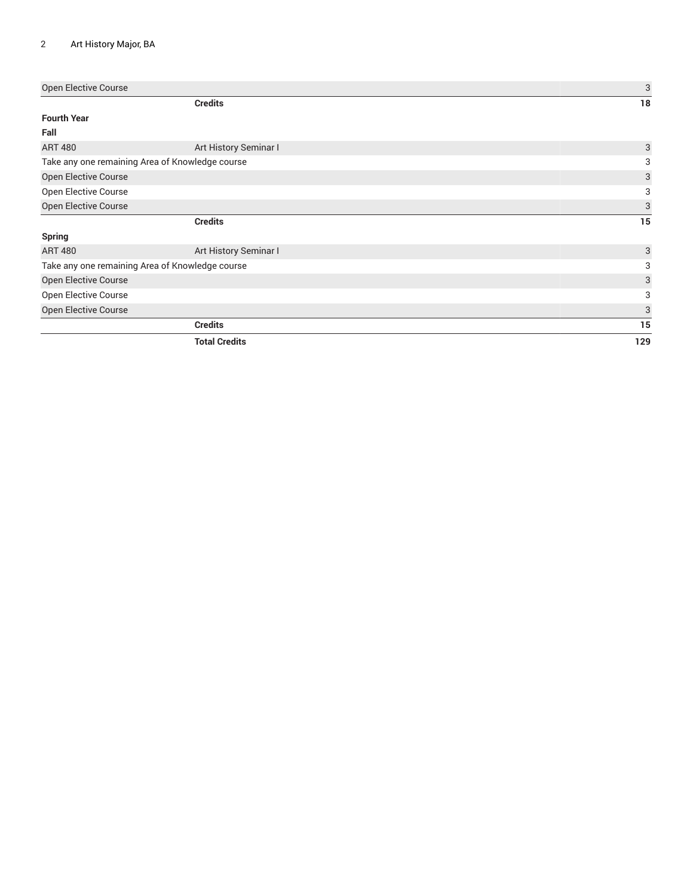| | | |
|---|---|---|
| Open Elective Course | | 3 |
| | **Credits** | **18** |
| **Fourth Year** | | |
| **Fall** | | |
| ART 480 | Art History Seminar I | 3 |
| Take any one remaining Area of Knowledge course | | 3 |
| Open Elective Course | | 3 |
| Open Elective Course | | 3 |
| Open Elective Course | | 3 |
| | **Credits** | **15** |
| **Spring** | | |
| ART 480 | Art History Seminar I | 3 |
| Take any one remaining Area of Knowledge course | | 3 |
| Open Elective Course | | 3 |
| Open Elective Course | | 3 |
| Open Elective Course | | 3 |
| | **Credits** | **15** |
| | **Total Credits** | **129** |